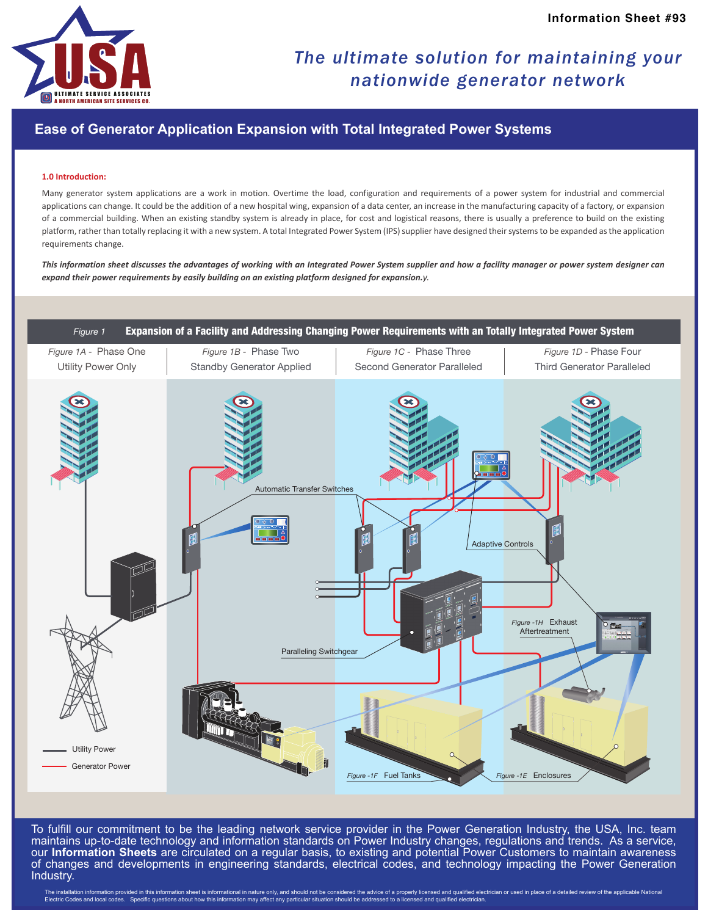Information Sheet #93

*The ultimate solution for maintaining your nationwide generator network*

# Ease of Generator Application Expansion with Total Integrated Power Systems

## 1.0 Introduction:

Many generator system applications are a work in motion. Overtime the load, configuration and requirements of a power system for industrial and commercial applications can change. It could be the addition of a new hospital wing, expansion of a data center, an increase in the manufacturing capacity of a factory, or expansion of a commercial building. When an existing standby system is already in place, for cost and logistical reasons, there is usually a preference to build on the existing platform, rather than totally replacing it with a new system. A total Integrated Power System (IPS) supplier have designed their systems to be expanded as the application requirements change.

***This information sheet discusses the advantages of working with an Integrated Power System supplier and how a facility manager or power system designer can expand their power requirements by easily building on an existing platform designed for expansion.y.***

*Figure 1* **Expansion of a Facility and Addressing Changing Power Requirements with an Totally Integrated Power System**

| *Figure 1A* - Phase One | *Figure 1B* - Phase Two | *Figure 1C* - Phase Three | *Figure 1D* - Phase Four |
|---|---|---|---|
| Utility Power Only | Standby Generator Applied | Second Generator Paralleled | Third Generator Paralleled |

Automatic Transfer Switches

Adaptive Controls

Paralleling Switchgear

*Figure -1H* Exhaust Aftertreatment

*Figure -1F* Fuel Tanks

*Figure -1E* Enclosures

Utility Power

Generator Power

To fulfill our commitment to be the leading network service provider in the Power Generation Industry, the USA, Inc. team maintains up-to-date technology and information standards on Power Industry changes, regulations and trends. As a service, our **Information Sheets** are circulated on a regular basis, to existing and potential Power Customers to maintain awareness of changes and developments in engineering standards, electrical codes, and technology impacting the Power Generation Industry.

The installation information provided in this information sheet is informational in nature only, and should not be considered the advice of a properly licensed and qualified electrician or used in place of a detailed review of the applicable National Electric Codes and local codes. Specific questions about how this information may affect any particular situation should be addressed to a licensed and qualified electrician.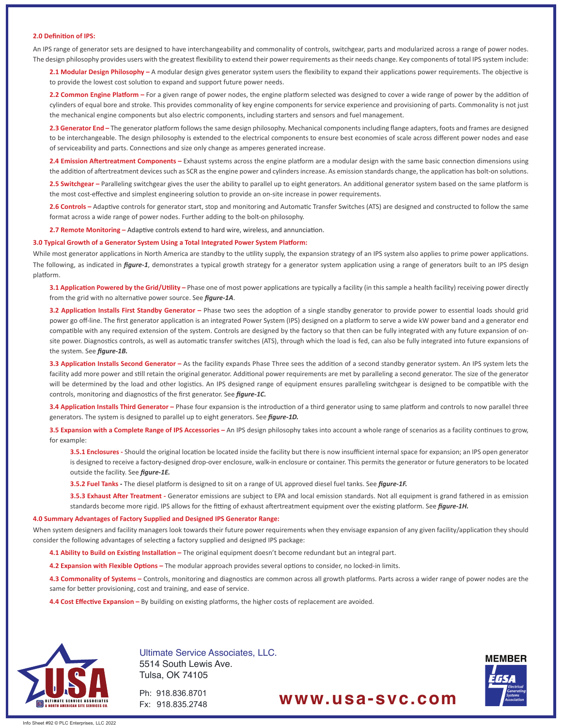### 2.0 Definition of IPS:

An IPS range of generator sets are designed to have interchangeability and commonality of controls, switchgear, parts and modularized across a range of power nodes. The design philosophy provides users with the greatest flexibility to extend their power requirements as their needs change. Key components of total IPS system include:

**2.1 Modular Design Philosophy –** A modular design gives generator system users the flexibility to expand their applications power requirements. The objective is to provide the lowest cost solution to expand and support future power needs.

**2.2 Common Engine Platform –** For a given range of power nodes, the engine platform selected was designed to cover a wide range of power by the addition of cylinders of equal bore and stroke. This provides commonality of key engine components for service experience and provisioning of parts. Commonality is not just the mechanical engine components but also electric components, including starters and sensors and fuel management.

**2.3 Generator End –** The generator platform follows the same design philosophy. Mechanical components including flange adapters, foots and frames are designed to be interchangeable. The design philosophy is extended to the electrical components to ensure best economies of scale across different power nodes and ease of serviceability and parts. Connections and size only change as amperes generated increase.

**2.4 Emission Aftertreatment Components –** Exhaust systems across the engine platform are a modular design with the same basic connection dimensions using the addition of aftertreatment devices such as SCR as the engine power and cylinders increase. As emission standards change, the application has bolt-on solutions.

**2.5 Switchgear –** Paralleling switchgear gives the user the ability to parallel up to eight generators. An additional generator system based on the same platform is the most cost-effective and simplest engineering solution to provide an on-site increase in power requirements.

**2.6 Controls –** Adaptive controls for generator start, stop and monitoring and Automatic Transfer Switches (ATS) are designed and constructed to follow the same format across a wide range of power nodes. Further adding to the bolt-on philosophy.

**2.7 Remote Monitoring –** Adaptive controls extend to hard wire, wireless, and annunciation.

### 3.0 Typical Growth of a Generator System Using a Total Integrated Power System Platform:

While most generator applications in North America are standby to the utility supply, the expansion strategy of an IPS system also applies to prime power applications. The following, as indicated in ***figure-1***, demonstrates a typical growth strategy for a generator system application using a range of generators built to an IPS design platform.

**3.1 Application Powered by the Grid/Utility –** Phase one of most power applications are typically a facility (in this sample a health facility) receiving power directly from the grid with no alternative power source. See ***figure-1A***.

**3.2 Application Installs First Standby Generator –** Phase two sees the adoption of a single standby generator to provide power to essential loads should grid power go off-line. The first generator application is an integrated Power System (IPS) designed on a platform to serve a wide kW power band and a generator end compatible with any required extension of the system. Controls are designed by the factory so that then can be fully integrated with any future expansion of on-site power. Diagnostics controls, as well as automatic transfer switches (ATS), through which the load is fed, can also be fully integrated into future expansions of the system. See ***figure-1B.***

**3.3 Application Installs Second Generator –** As the facility expands Phase Three sees the addition of a second standby generator system. An IPS system lets the facility add more power and still retain the original generator. Additional power requirements are met by paralleling a second generator. The size of the generator will be determined by the load and other logistics. An IPS designed range of equipment ensures paralleling switchgear is designed to be compatible with the controls, monitoring and diagnostics of the first generator. See ***figure-1C.***

**3.4 Application Installs Third Generator –** Phase four expansion is the introduction of a third generator using to same platform and controls to now parallel three generators. The system is designed to parallel up to eight generators. See ***figure-1D.***

**3.5 Expansion with a Complete Range of IPS Accessories –** An IPS design philosophy takes into account a whole range of scenarios as a facility continues to grow, for example:

**3.5.1 Enclosures -** Should the original location be located inside the facility but there is now insufficient internal space for expansion; an IPS open generator is designed to receive a factory-designed drop-over enclosure, walk-in enclosure or container. This permits the generator or future generators to be located outside the facility. See ***figure-1E.***

**3.5.2 Fuel Tanks -** The diesel platform is designed to sit on a range of UL approved diesel fuel tanks. See ***figure-1F.***

**3.5.3 Exhaust After Treatment -** Generator emissions are subject to EPA and local emission standards. Not all equipment is grand fathered in as emission standards become more rigid. IPS allows for the fitting of exhaust aftertreatment equipment over the existing platform. See ***figure-1H.***

### 4.0 Summary Advantages of Factory Supplied and Designed IPS Generator Range:

When system designers and facility managers look towards their future power requirements when they envisage expansion of any given facility/application they should consider the following advantages of selecting a factory supplied and designed IPS package:

**4.1 Ability to Build on Existing Installation –** The original equipment doesn't become redundant but an integral part.

**4.2 Expansion with Flexible Options –** The modular approach provides several options to consider, no locked-in limits.

**4.3 Commonality of Systems –** Controls, monitoring and diagnostics are common across all growth platforms. Parts across a wider range of power nodes are the same for better provisioning, cost and training, and ease of service.

**4.4 Cost Effective Expansion –** By building on existing platforms, the higher costs of replacement are avoided.

USA
ULTIMATE SERVICE ASSOCIATES
A NORTH AMERICAN SITE SERVICES CO.

Ultimate Service Associates, LLC.
5514 South Lewis Ave.
Tulsa, OK 74105

Ph: 918.836.8701
Fx: 918.835.2748

**www.usa-svc.com**

MEMBER
EGSA
Electrical Generating Systems Association

Info Sheet #92 © PLC Enterprises, LLC 2022